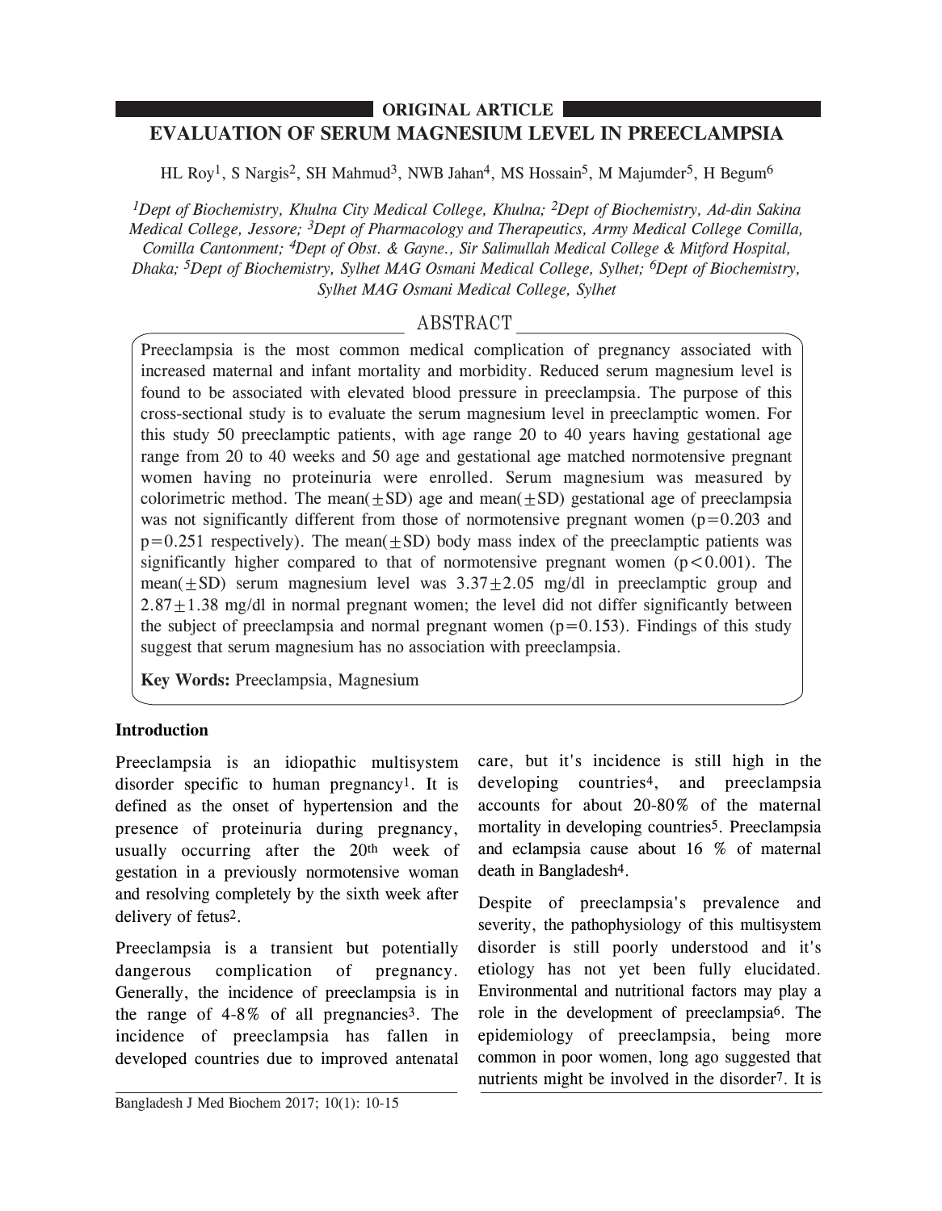ORIGINAL ARTICLE

# EVALUATION OF SERUM MAGNESIUM LEVEL IN PREECLAMPSIA

HL Roy[1], S Nargis[2], SH Mahmud[3], NWB Jahan[4], MS Hossain[5], M Majumder[5], H Begum[6]

*[1]Dept of Biochemistry, Khulna City Medical College, Khulna; [2]Dept of Biochemistry, Ad-din Sakina Medical College, Jessore; [3]Dept of Pharmacology and Therapeutics, Army Medical College Comilla, Comilla Cantonment; [4]Dept of Obst. & Gayne., Sir Salimullah Medical College & Mitford Hospital, Dhaka; [5]Dept of Biochemistry, Sylhet MAG Osmani Medical College, Sylhet; [6]Dept of Biochemistry, Sylhet MAG Osmani Medical College, Sylhet*

## ABSTRACT

Preeclampsia is the most common medical complication of pregnancy associated with increased maternal and infant mortality and morbidity. Reduced serum magnesium level is found to be associated with elevated blood pressure in preeclampsia. The purpose of this cross-sectional study is to evaluate the serum magnesium level in preeclamptic women. For this study 50 preeclamptic patients, with age range 20 to 40 years having gestational age range from 20 to 40 weeks and 50 age and gestational age matched normotensive pregnant women having no proteinuria were enrolled. Serum magnesium was measured by colorimetric method. The mean($\pm$SD) age and mean($\pm$SD) gestational age of preeclampsia was not significantly different from those of normotensive pregnant women ($p=0.203$ and $p=0.251$ respectively). The mean($\pm$SD) body mass index of the preeclamptic patients was significantly higher compared to that of normotensive pregnant women ($p<0.001$). The mean($\pm$SD) serum magnesium level was $3.37\pm2.05$ mg/dl in preeclamptic group and $2.87\pm1.38$ mg/dl in normal pregnant women; the level did not differ significantly between the subject of preeclampsia and normal pregnant women ($p=0.153$). Findings of this study suggest that serum magnesium has no association with preeclampsia.

**Key Words:** Preeclampsia, Magnesium

### Introduction

Preeclampsia is an idiopathic multisystem disorder specific to human pregnancy[1]. It is defined as the onset of hypertension and the presence of proteinuria during pregnancy, usually occurring after the 20th week of gestation in a previously normotensive woman and resolving completely by the sixth week after delivery of fetus[2].

Preeclampsia is a transient but potentially dangerous complication of pregnancy. Generally, the incidence of preeclampsia is in the range of 4-8% of all pregnancies[3]. The incidence of preeclampsia has fallen in developed countries due to improved antenatal care, but it's incidence is still high in the developing countries[4], and preeclampsia accounts for about 20-80% of the maternal mortality in developing countries[5]. Preeclampsia and eclampsia cause about 16 % of maternal death in Bangladesh[4].

Despite of preeclampsia's prevalence and severity, the pathophysiology of this multisystem disorder is still poorly understood and it's etiology has not yet been fully elucidated. Environmental and nutritional factors may play a role in the development of preeclampsia[6]. The epidemiology of preeclampsia, being more common in poor women, long ago suggested that nutrients might be involved in the disorder[7]. It is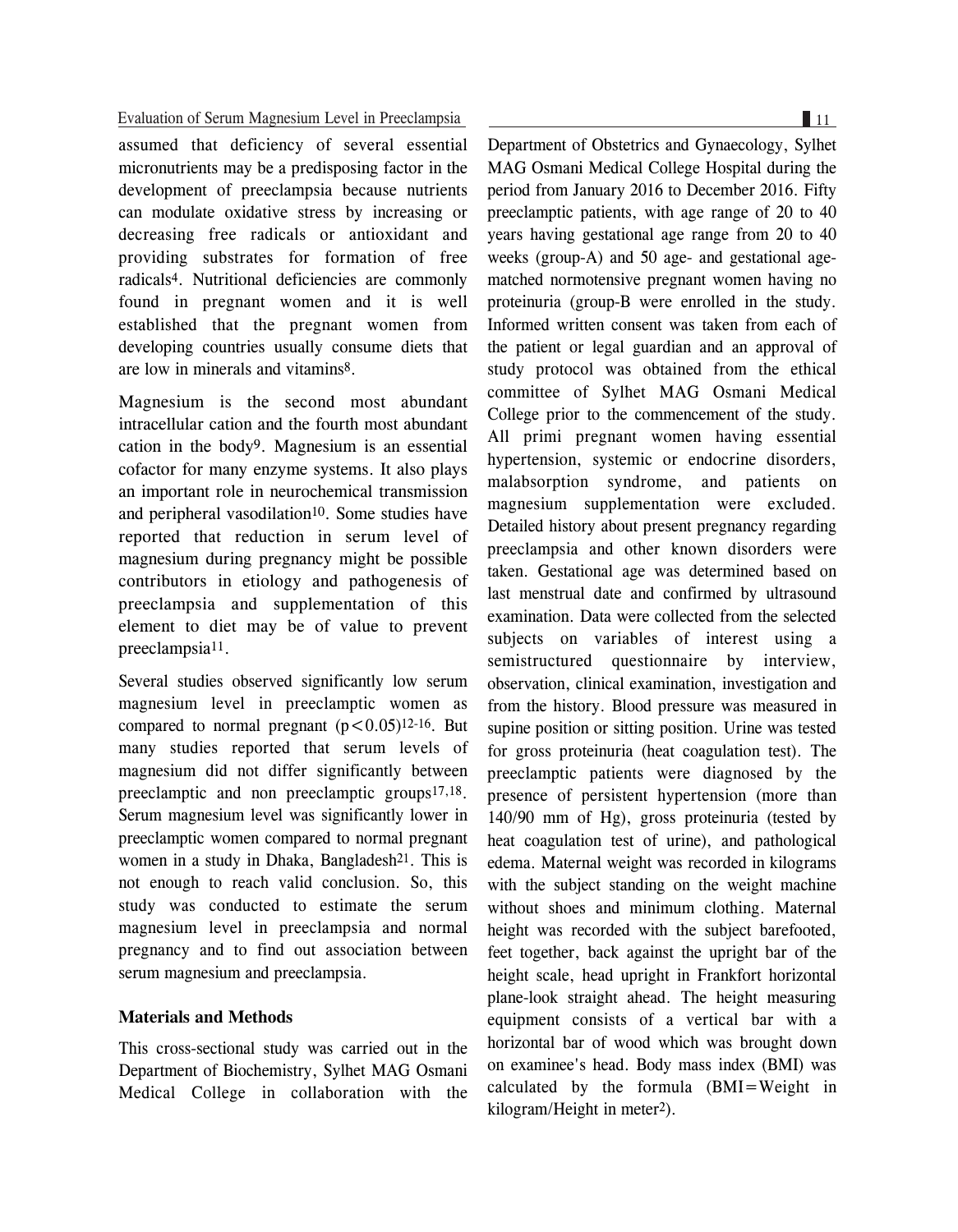assumed that deficiency of several essential micronutrients may be a predisposing factor in the development of preeclampsia because nutrients can modulate oxidative stress by increasing or decreasing free radicals or antioxidant and providing substrates for formation of free radicals[4]. Nutritional deficiencies are commonly found in pregnant women and it is well established that the pregnant women from developing countries usually consume diets that are low in minerals and vitamins[8].

Magnesium is the second most abundant intracellular cation and the fourth most abundant cation in the body[9]. Magnesium is an essential cofactor for many enzyme systems. It also plays an important role in neurochemical transmission and peripheral vasodilation[10]. Some studies have reported that reduction in serum level of magnesium during pregnancy might be possible contributors in etiology and pathogenesis of preeclampsia and supplementation of this element to diet may be of value to prevent preeclampsia[11].

Several studies observed significantly low serum magnesium level in preeclamptic women as compared to normal pregnant ($p<0.05$)[12-16]. But many studies reported that serum levels of magnesium did not differ significantly between preeclamptic and non preeclamptic groups[17,18]. Serum magnesium level was significantly lower in preeclamptic women compared to normal pregnant women in a study in Dhaka, Bangladesh[21]. This is not enough to reach valid conclusion. So, this study was conducted to estimate the serum magnesium level in preeclampsia and normal pregnancy and to find out association between serum magnesium and preeclampsia.

**Materials and Methods**

This cross-sectional study was carried out in the Department of Biochemistry, Sylhet MAG Osmani Medical College in collaboration with the Department of Obstetrics and Gynaecology, Sylhet MAG Osmani Medical College Hospital during the period from January 2016 to December 2016. Fifty preeclamptic patients, with age range of 20 to 40 years having gestational age range from 20 to 40 weeks (group-A) and 50 age- and gestational age-matched normotensive pregnant women having no proteinuria (group-B were enrolled in the study. Informed written consent was taken from each of the patient or legal guardian and an approval of study protocol was obtained from the ethical committee of Sylhet MAG Osmani Medical College prior to the commencement of the study. All primi pregnant women having essential hypertension, systemic or endocrine disorders, malabsorption syndrome, and patients on magnesium supplementation were excluded. Detailed history about present pregnancy regarding preeclampsia and other known disorders were taken. Gestational age was determined based on last menstrual date and confirmed by ultrasound examination. Data were collected from the selected subjects on variables of interest using a semistructured questionnaire by interview, observation, clinical examination, investigation and from the history. Blood pressure was measured in supine position or sitting position. Urine was tested for gross proteinuria (heat coagulation test). The preeclamptic patients were diagnosed by the presence of persistent hypertension (more than 140/90 mm of Hg), gross proteinuria (tested by heat coagulation test of urine), and pathological edema. Maternal weight was recorded in kilograms with the subject standing on the weight machine without shoes and minimum clothing. Maternal height was recorded with the subject barefooted, feet together, back against the upright bar of the height scale, head upright in Frankfort horizontal plane-look straight ahead. The height measuring equipment consists of a vertical bar with a horizontal bar of wood which was brought down on examinee's head. Body mass index (BMI) was calculated by the formula ($BMI = \text{Weight in kilogram}/\text{Height in meter}^2$).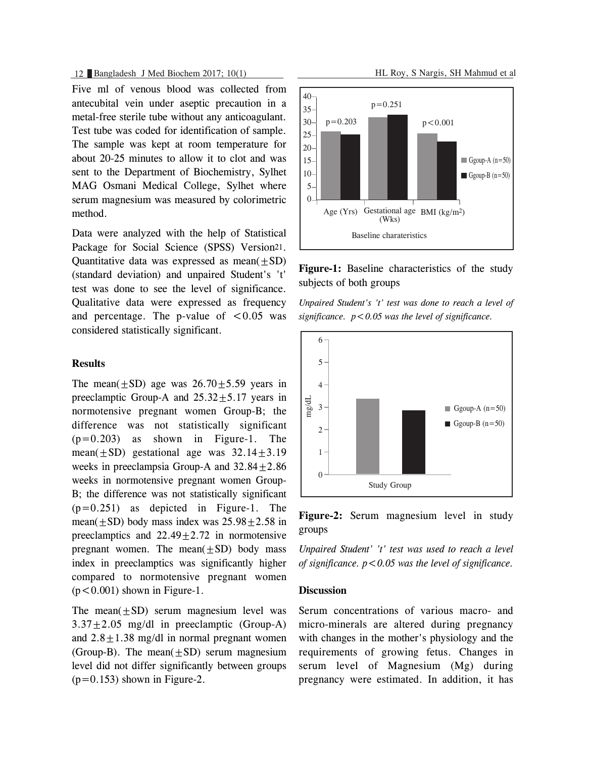Five ml of venous blood was collected from antecubital vein under aseptic precaution in a metal-free sterile tube without any anticoagulant. Test tube was coded for identification of sample. The sample was kept at room temperature for about 20-25 minutes to allow it to clot and was sent to the Department of Biochemistry, Sylhet MAG Osmani Medical College, Sylhet where serum magnesium was measured by colorimetric method.

Data were analyzed with the help of Statistical Package for Social Science (SPSS) Version21. Quantitative data was expressed as mean($\pm$SD) (standard deviation) and unpaired Student's 't' test was done to see the level of significance. Qualitative data were expressed as frequency and percentage. The p-value of $<0.05$ was considered statistically significant.

## Results

The mean($\pm$SD) age was $26.70\pm5.59$ years in preeclamptic Group-A and $25.32\pm5.17$ years in normotensive pregnant women Group-B; the difference was not statistically significant ($p=0.203$) as shown in Figure-1. The mean($\pm$SD) gestational age was $32.14\pm3.19$ weeks in preeclampsia Group-A and $32.84\pm2.86$ weeks in normotensive pregnant women Group-B; the difference was not statistically significant ($p=0.251$) as depicted in Figure-1. The mean($\pm$SD) body mass index was $25.98\pm2.58$ in preeclamptics and $22.49\pm2.72$ in normotensive pregnant women. The mean($\pm$SD) body mass index in preeclamptics was significantly higher compared to normotensive pregnant women ($p<0.001$) shown in Figure-1.

The mean($\pm$SD) serum magnesium level was $3.37\pm2.05$ mg/dl in preeclamptic (Group-A) and $2.8\pm1.38$ mg/dl in normal pregnant women (Group-B). The mean($\pm$SD) serum magnesium level did not differ significantly between groups ($p=0.153$) shown in Figure-2.

**Figure-1:** Baseline characteristics of the study subjects of both groups

*Unpaired Student's 't' test was done to reach a level of significance. $p<0.05$ was the level of significance.*

**Figure-2:** Serum magnesium level in study groups

*Unpaired Student' 't' test was used to reach a level of significance. $p<0.05$ was the level of significance.*

## Discussion

Serum concentrations of various macro- and micro-minerals are altered during pregnancy with changes in the mother's physiology and the requirements of growing fetus. Changes in serum level of Magnesium (Mg) during pregnancy were estimated. In addition, it has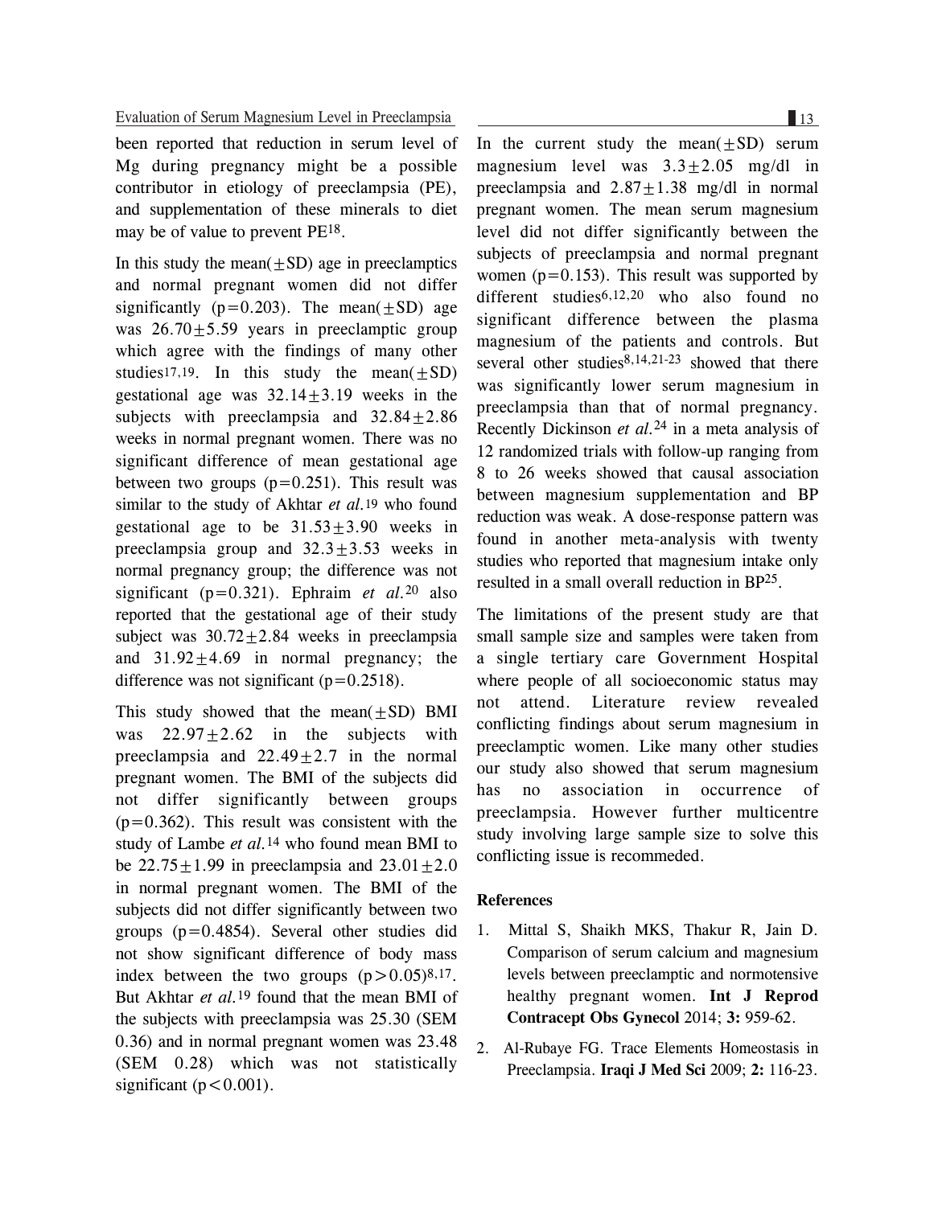been reported that reduction in serum level of Mg during pregnancy might be a possible contributor in etiology of preeclampsia (PE), and supplementation of these minerals to diet may be of value to prevent PE[18].

In this study the mean($\pm$SD) age in preeclamptics and normal pregnant women did not differ significantly ($p=0.203$). The mean($\pm$SD) age was $26.70\pm5.59$ years in preeclamptic group which agree with the findings of many other studies[17,19]. In this study the mean($\pm$SD) gestational age was $32.14\pm3.19$ weeks in the subjects with preeclampsia and $32.84\pm2.86$ weeks in normal pregnant women. There was no significant difference of mean gestational age between two groups ($p=0.251$). This result was similar to the study of Akhtar *et al.*[19] who found gestational age to be $31.53\pm3.90$ weeks in preeclampsia group and $32.3\pm3.53$ weeks in normal pregnancy group; the difference was not significant ($p=0.321$). Ephraim *et al.*[20] also reported that the gestational age of their study subject was $30.72\pm2.84$ weeks in preeclampsia and $31.92\pm4.69$ in normal pregnancy; the difference was not significant ($p=0.2518$).

This study showed that the mean($\pm$SD) BMI was $22.97\pm2.62$ in the subjects with preeclampsia and $22.49\pm2.7$ in the normal pregnant women. The BMI of the subjects did not differ significantly between groups ($p=0.362$). This result was consistent with the study of Lambe *et al.*[14] who found mean BMI to be $22.75\pm1.99$ in preeclampsia and $23.01\pm2.0$ in normal pregnant women. The BMI of the subjects did not differ significantly between two groups ($p=0.4854$). Several other studies did not show significant difference of body mass index between the two groups ($p>0.05$)[8,17]. But Akhtar *et al.*[19] found that the mean BMI of the subjects with preeclampsia was 25.30 (SEM 0.36) and in normal pregnant women was 23.48 (SEM 0.28) which was not statistically significant ($p<0.001$).

In the current study the mean($\pm$SD) serum magnesium level was $3.3\pm2.05$ mg/dl in preeclampsia and $2.87\pm1.38$ mg/dl in normal pregnant women. The mean serum magnesium level did not differ significantly between the subjects of preeclampsia and normal pregnant women ($p=0.153$). This result was supported by different studies[6,12,20] who also found no significant difference between the plasma magnesium of the patients and controls. But several other studies[8,14,21-23] showed that there was significantly lower serum magnesium in preeclampsia than that of normal pregnancy. Recently Dickinson *et al.*[24] in a meta analysis of 12 randomized trials with follow-up ranging from 8 to 26 weeks showed that causal association between magnesium supplementation and BP reduction was weak. A dose-response pattern was found in another meta-analysis with twenty studies who reported that magnesium intake only resulted in a small overall reduction in BP[25].

The limitations of the present study are that small sample size and samples were taken from a single tertiary care Government Hospital where people of all socioeconomic status may not attend. Literature review revealed conflicting findings about serum magnesium in preeclamptic women. Like many other studies our study also showed that serum magnesium has no association in occurrence of preeclampsia. However further multicentre study involving large sample size to solve this conflicting issue is recommeded.

## References

1. Mittal S, Shaikh MKS, Thakur R, Jain D. Comparison of serum calcium and magnesium levels between preeclamptic and normotensive healthy pregnant women. **Int J Reprod Contracept Obs Gynecol** 2014; **3:** 959-62.
2. Al-Rubaye FG. Trace Elements Homeostasis in Preeclampsia. **Iraqi J Med Sci** 2009; **2:** 116-23.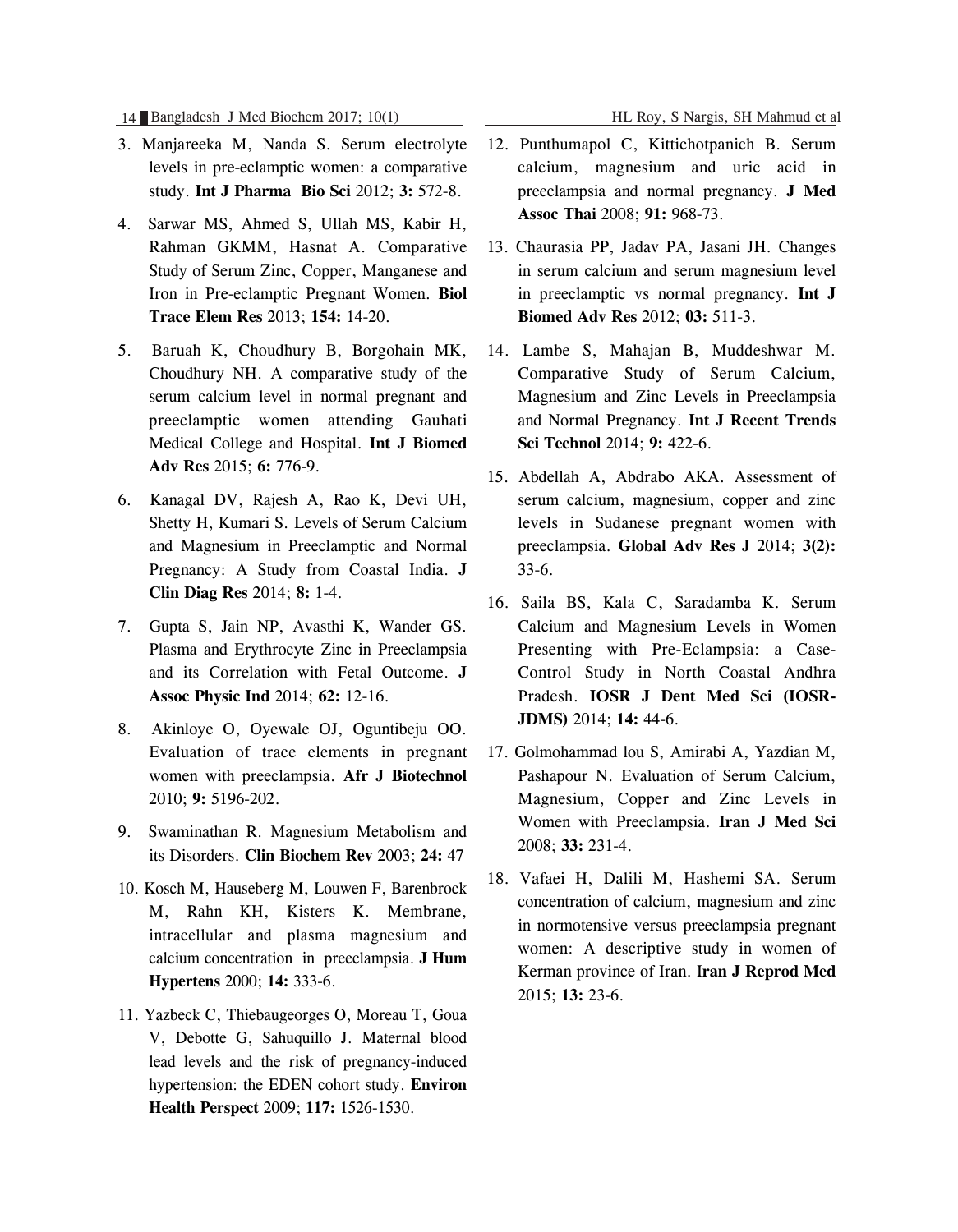3. Manjareeka M, Nanda S. Serum electrolyte levels in pre-eclamptic women: a comparative study. **Int J Pharma Bio Sci** 2012; **3:** 572-8.

4. Sarwar MS, Ahmed S, Ullah MS, Kabir H, Rahman GKMM, Hasnat A. Comparative Study of Serum Zinc, Copper, Manganese and Iron in Pre-eclamptic Pregnant Women. **Biol Trace Elem Res** 2013; **154:** 14-20.

5. Baruah K, Choudhury B, Borgohain MK, Choudhury NH. A comparative study of the serum calcium level in normal pregnant and preeclamptic women attending Gauhati Medical College and Hospital. **Int J Biomed Adv Res** 2015; **6:** 776-9.

6. Kanagal DV, Rajesh A, Rao K, Devi UH, Shetty H, Kumari S. Levels of Serum Calcium and Magnesium in Preeclamptic and Normal Pregnancy: A Study from Coastal India. **J Clin Diag Res** 2014; **8:** 1-4.

7. Gupta S, Jain NP, Avasthi K, Wander GS. Plasma and Erythrocyte Zinc in Preeclampsia and its Correlation with Fetal Outcome. **J Assoc Physic Ind** 2014; **62:** 12-16.

8. Akinloye O, Oyewale OJ, Oguntibeju OO. Evaluation of trace elements in pregnant women with preeclampsia. **Afr J Biotechnol** 2010; **9:** 5196-202.

9. Swaminathan R. Magnesium Metabolism and its Disorders. **Clin Biochem Rev** 2003; **24:** 47

10. Kosch M, Hauseberg M, Louwen F, Barenbrock M, Rahn KH, Kisters K. Membrane, intracellular and plasma magnesium and calcium concentration in preeclampsia. **J Hum Hypertens** 2000; **14:** 333-6.

11. Yazbeck C, Thiebaugeorges O, Moreau T, Goua V, Debotte G, Sahuquillo J. Maternal blood lead levels and the risk of pregnancy-induced hypertension: the EDEN cohort study. **Environ Health Perspect** 2009; **117:** 1526-1530.

12. Punthumapol C, Kittichotpanich B. Serum calcium, magnesium and uric acid in preeclampsia and normal pregnancy. **J Med Assoc Thai** 2008; **91:** 968-73.

13. Chaurasia PP, Jadav PA, Jasani JH. Changes in serum calcium and serum magnesium level in preeclamptic vs normal pregnancy. **Int J Biomed Adv Res** 2012; **03:** 511-3.

14. Lambe S, Mahajan B, Muddeshwar M. Comparative Study of Serum Calcium, Magnesium and Zinc Levels in Preeclampsia and Normal Pregnancy. **Int J Recent Trends Sci Technol** 2014; **9:** 422-6.

15. Abdellah A, Abdrabo AKA. Assessment of serum calcium, magnesium, copper and zinc levels in Sudanese pregnant women with preeclampsia. **Global Adv Res J** 2014; **3(2):** 33-6.

16. Saila BS, Kala C, Saradamba K. Serum Calcium and Magnesium Levels in Women Presenting with Pre-Eclampsia: a Case-Control Study in North Coastal Andhra Pradesh. **IOSR J Dent Med Sci (IOSR-JDMS)** 2014; **14:** 44-6.

17. Golmohammad lou S, Amirabi A, Yazdian M, Pashapour N. Evaluation of Serum Calcium, Magnesium, Copper and Zinc Levels in Women with Preeclampsia. **Iran J Med Sci** 2008; **33:** 231-4.

18. Vafaei H, Dalili M, Hashemi SA. Serum concentration of calcium, magnesium and zinc in normotensive versus preeclampsia pregnant women: A descriptive study in women of Kerman province of Iran. **Iran J Reprod Med** 2015; **13:** 23-6.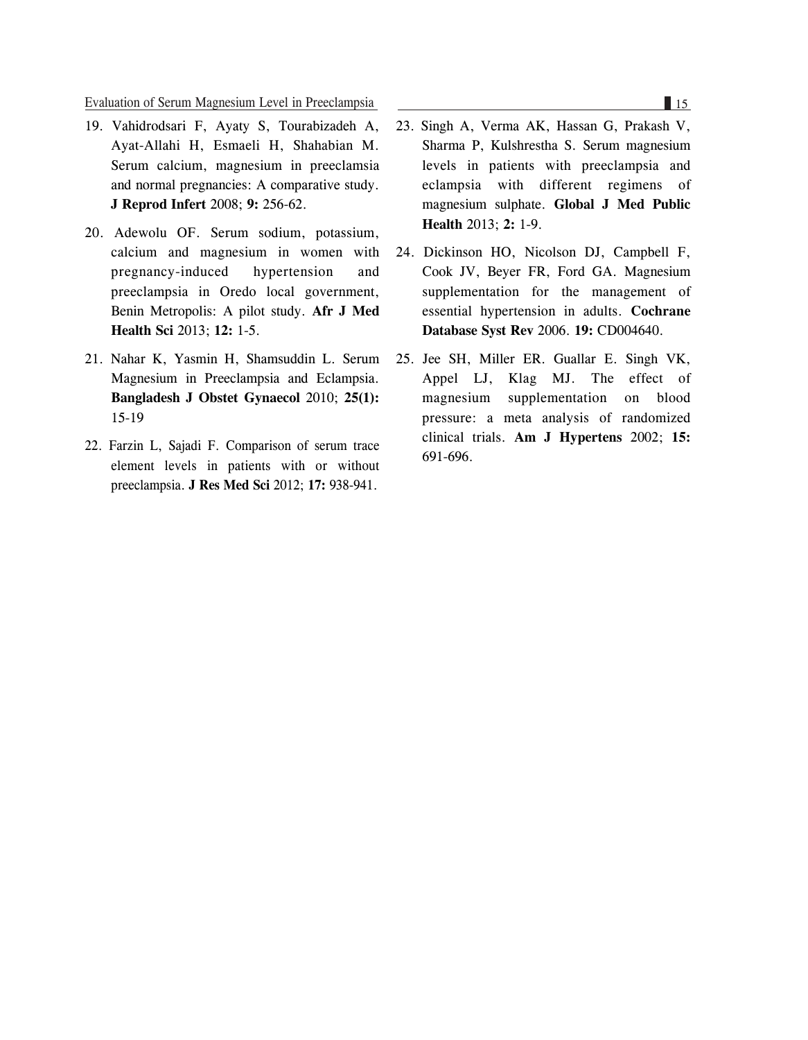19. Vahidrodsari F, Ayaty S, Tourabizadeh A, Ayat-Allahi H, Esmaeli H, Shahabian M. Serum calcium, magnesium in preeclamsia and normal pregnancies: A comparative study. **J Reprod Infert** 2008; **9:** 256-62.

20. Adewolu OF. Serum sodium, potassium, calcium and magnesium in women with pregnancy-induced hypertension and preeclampsia in Oredo local government, Benin Metropolis: A pilot study. **Afr J Med Health Sci** 2013; **12:** 1-5.

21. Nahar K, Yasmin H, Shamsuddin L. Serum Magnesium in Preeclampsia and Eclampsia. **Bangladesh J Obstet Gynaecol** 2010; **25(1):** 15-19

22. Farzin L, Sajadi F. Comparison of serum trace element levels in patients with or without preeclampsia. **J Res Med Sci** 2012; **17:** 938-941.

23. Singh A, Verma AK, Hassan G, Prakash V, Sharma P, Kulshrestha S. Serum magnesium levels in patients with preeclampsia and eclampsia with different regimens of magnesium sulphate. **Global J Med Public Health** 2013; **2:** 1-9.

24. Dickinson HO, Nicolson DJ, Campbell F, Cook JV, Beyer FR, Ford GA. Magnesium supplementation for the management of essential hypertension in adults. **Cochrane Database Syst Rev** 2006. **19:** CD004640.

25. Jee SH, Miller ER. Guallar E. Singh VK, Appel LJ, Klag MJ. The effect of magnesium supplementation on blood pressure: a meta analysis of randomized clinical trials. **Am J Hypertens** 2002; **15:** 691-696.